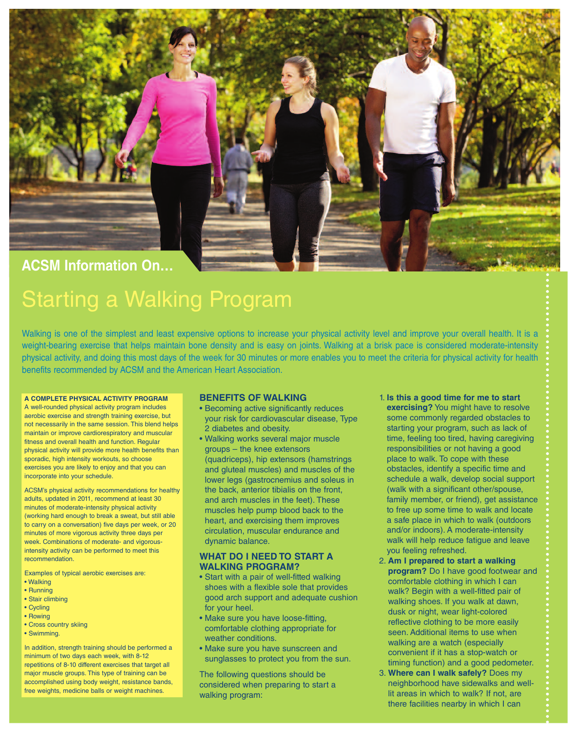ACSM Information On…

# Starting a Walking Program

Walking is one of the simplest and least expensive options to increase your physical activity level and improve your overall health. It is a weight-bearing exercise that helps maintain bone density and is easy on joints. Walking at a brisk pace is considered moderate-intensity physical activity, and doing this most days of the week for 30 minutes or more enables you to meet the criteria for physical activity for health benefits recommended by ACSM and the American Heart Association.

### A COMPLETE PHYSICAL ACTIVITY PROGRAM

A well-rounded physical activity program includes aerobic exercise and strength training exercise, but not necessarily in the same session. This blend helps maintain or improve cardiorespiratory and muscular fitness and overall health and function. Regular physical activity will provide more health benefits than sporadic, high intensity workouts, so choose exercises you are likely to enjoy and that you can incorporate into your schedule.

ACSM's physical activity recommendations for healthy adults, updated in 2011, recommend at least 30 minutes of moderate-intensity physical activity (working hard enough to break a sweat, but still able to carry on a conversation) five days per week, or 20 minutes of more vigorous activity three days per week. Combinations of moderate- and vigorous-intensity activity can be performed to meet this recommendation.

Examples of typical aerobic exercises are:

- Walking
- Running
- Stair climbing
- Cycling
- Rowing
- Cross country skiing
- Swimming.

In addition, strength training should be performed a minimum of two days each week, with 8-12 repetitions of 8-10 different exercises that target all major muscle groups. This type of training can be accomplished using body weight, resistance bands, free weights, medicine balls or weight machines.

## BENEFITS OF WALKING

- Becoming active significantly reduces your risk for cardiovascular disease, Type 2 diabetes and obesity.
- Walking works several major muscle groups – the knee extensors (quadriceps), hip extensors (hamstrings and gluteal muscles) and muscles of the lower legs (gastrocnemius and soleus in the back, anterior tibialis on the front, and arch muscles in the feet). These muscles help pump blood back to the heart, and exercising them improves circulation, muscular endurance and dynamic balance.

## WHAT DO I NEED TO START A WALKING PROGRAM?

- Start with a pair of well-fitted walking shoes with a flexible sole that provides good arch support and adequate cushion for your heel.
- Make sure you have loose-fitting, comfortable clothing appropriate for weather conditions.
- Make sure you have sunscreen and sunglasses to protect you from the sun.

The following questions should be considered when preparing to start a walking program:

1. **Is this a good time for me to start exercising?** You might have to resolve some commonly regarded obstacles to starting your program, such as lack of time, feeling too tired, having caregiving responsibilities or not having a good place to walk. To cope with these obstacles, identify a specific time and schedule a walk, develop social support (walk with a significant other/spouse, family member, or friend), get assistance to free up some time to walk and locate a safe place in which to walk (outdoors and/or indoors). A moderate-intensity walk will help reduce fatigue and leave you feeling refreshed.
2. **Am I prepared to start a walking program?** Do I have good footwear and comfortable clothing in which I can walk? Begin with a well-fitted pair of walking shoes. If you walk at dawn, dusk or night, wear light-colored reflective clothing to be more easily seen. Additional items to use when walking are a watch (especially convenient if it has a stop-watch or timing function) and a good pedometer.
3. **Where can I walk safely?** Does my neighborhood have sidewalks and well-lit areas in which to walk? If not, are there facilities nearby in which I can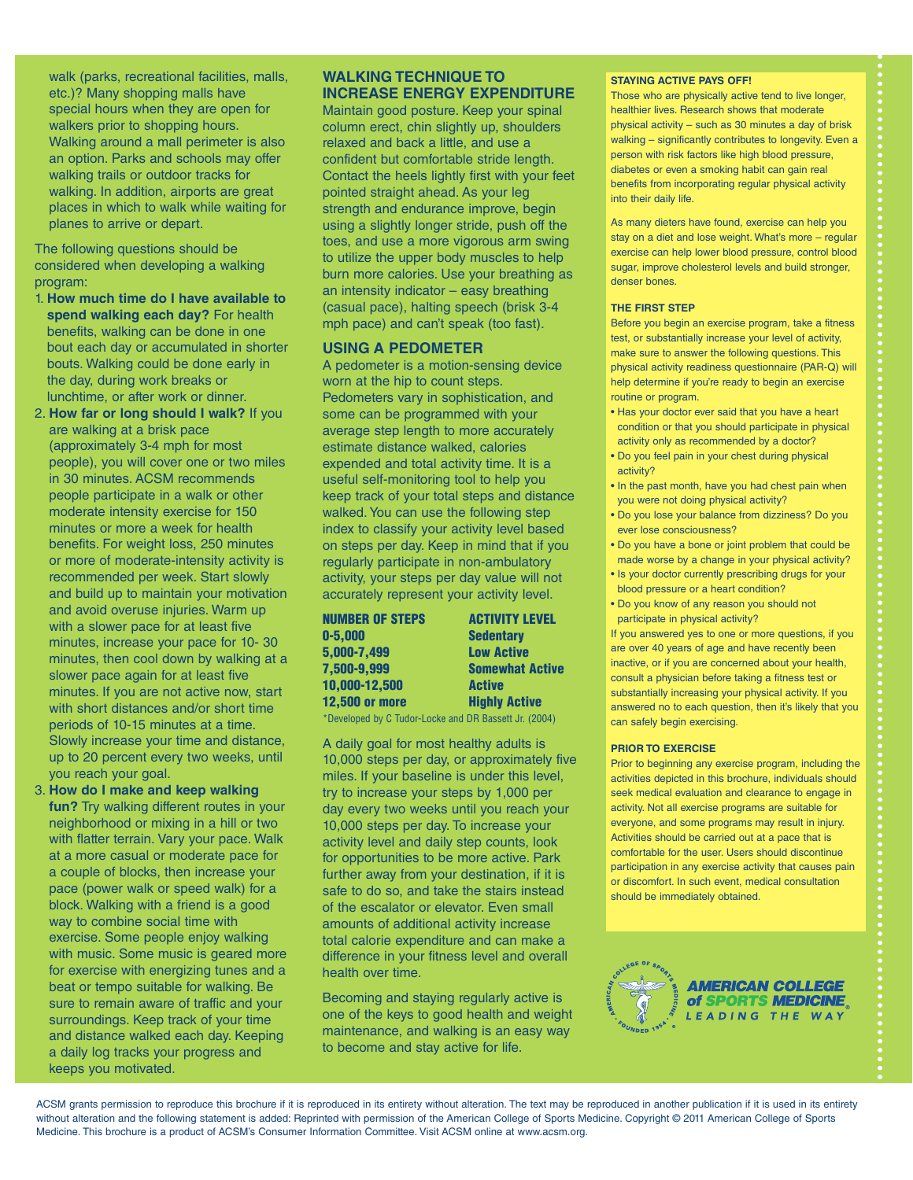walk (parks, recreational facilities, malls, etc.)? Many shopping malls have special hours when they are open for walkers prior to shopping hours. Walking around a mall perimeter is also an option. Parks and schools may offer walking trails or outdoor tracks for walking. In addition, airports are great places in which to walk while waiting for planes to arrive or depart.

The following questions should be considered when developing a walking program:

1. **How much time do I have available to spend walking each day?** For health benefits, walking can be done in one bout each day or accumulated in shorter bouts. Walking could be done early in the day, during work breaks or lunchtime, or after work or dinner.
2. **How far or long should I walk?** If you are walking at a brisk pace (approximately 3-4 mph for most people), you will cover one or two miles in 30 minutes. ACSM recommends people participate in a walk or other moderate intensity exercise for 150 minutes or more a week for health benefits. For weight loss, 250 minutes or more of moderate-intensity activity is recommended per week. Start slowly and build up to maintain your motivation and avoid overuse injuries. Warm up with a slower pace for at least five minutes, increase your pace for 10- 30 minutes, then cool down by walking at a slower pace again for at least five minutes. If you are not active now, start with short distances and/or short time periods of 10-15 minutes at a time. Slowly increase your time and distance, up to 20 percent every two weeks, until you reach your goal.
3. **How do I make and keep walking fun?** Try walking different routes in your neighborhood or mixing in a hill or two with flatter terrain. Vary your pace. Walk at a more casual or moderate pace for a couple of blocks, then increase your pace (power walk or speed walk) for a block. Walking with a friend is a good way to combine social time with exercise. Some people enjoy walking with music. Some music is geared more for exercise with energizing tunes and a beat or tempo suitable for walking. Be sure to remain aware of traffic and your surroundings. Keep track of your time and distance walked each day. Keeping a daily log tracks your progress and keeps you motivated.

## WALKING TECHNIQUE TO INCREASE ENERGY EXPENDITURE

Maintain good posture. Keep your spinal column erect, chin slightly up, shoulders relaxed and back a little, and use a confident but comfortable stride length. Contact the heels lightly first with your feet pointed straight ahead. As your leg strength and endurance improve, begin using a slightly longer stride, push off the toes, and use a more vigorous arm swing to utilize the upper body muscles to help burn more calories. Use your breathing as an intensity indicator – easy breathing (casual pace), halting speech (brisk 3-4 mph pace) and can't speak (too fast).

## USING A PEDOMETER

A pedometer is a motion-sensing device worn at the hip to count steps. Pedometers vary in sophistication, and some can be programmed with your average step length to more accurately estimate distance walked, calories expended and total activity time. It is a useful self-monitoring tool to help you keep track of your total steps and distance walked. You can use the following step index to classify your activity level based on steps per day. Keep in mind that if you regularly participate in non-ambulatory activity, your steps per day value will not accurately represent your activity level.

| NUMBER OF STEPS | ACTIVITY LEVEL |
|---|---|
| 0-5,000 | Sedentary |
| 5,000-7,499 | Low Active |
| 7,500-9,999 | Somewhat Active |
| 10,000-12,500 | Active |
| 12,500 or more | Highly Active |

*Developed by C Tudor-Locke and DR Bassett Jr. (2004)

A daily goal for most healthy adults is 10,000 steps per day, or approximately five miles. If your baseline is under this level, try to increase your steps by 1,000 per day every two weeks until you reach your 10,000 steps per day. To increase your activity level and daily step counts, look for opportunities to be more active. Park further away from your destination, if it is safe to do so, and take the stairs instead of the escalator or elevator. Even small amounts of additional activity increase total calorie expenditure and can make a difference in your fitness level and overall health over time.

Becoming and staying regularly active is one of the keys to good health and weight maintenance, and walking is an easy way to become and stay active for life.

### STAYING ACTIVE PAYS OFF!

Those who are physically active tend to live longer, healthier lives. Research shows that moderate physical activity – such as 30 minutes a day of brisk walking – significantly contributes to longevity. Even a person with risk factors like high blood pressure, diabetes or even a smoking habit can gain real benefits from incorporating regular physical activity into their daily life.

As many dieters have found, exercise can help you stay on a diet and lose weight. What's more – regular exercise can help lower blood pressure, control blood sugar, improve cholesterol levels and build stronger, denser bones.

### THE FIRST STEP

Before you begin an exercise program, take a fitness test, or substantially increase your level of activity, make sure to answer the following questions. This physical activity readiness questionnaire (PAR-Q) will help determine if you're ready to begin an exercise routine or program.

- Has your doctor ever said that you have a heart condition or that you should participate in physical activity only as recommended by a doctor?
- Do you feel pain in your chest during physical activity?
- In the past month, have you had chest pain when you were not doing physical activity?
- Do you lose your balance from dizziness? Do you ever lose consciousness?
- Do you have a bone or joint problem that could be made worse by a change in your physical activity?
- Is your doctor currently prescribing drugs for your blood pressure or a heart condition?
- Do you know of any reason you should not participate in physical activity?

If you answered yes to one or more questions, if you are over 40 years of age and have recently been inactive, or if you are concerned about your health, consult a physician before taking a fitness test or substantially increasing your physical activity. If you answered no to each question, then it's likely that you can safely begin exercising.

### PRIOR TO EXERCISE

Prior to beginning any exercise program, including the activities depicted in this brochure, individuals should seek medical evaluation and clearance to engage in activity. Not all exercise programs are suitable for everyone, and some programs may result in injury. Activities should be carried out at a pace that is comfortable for the user. Users should discontinue participation in any exercise activity that causes pain or discomfort. In such event, medical consultation should be immediately obtained.

AMERICAN COLLEGE of SPORTS MEDICINE
LEADING THE WAY

ACSM grants permission to reproduce this brochure if it is reproduced in its entirety without alteration. The text may be reproduced in another publication if it is used in its entirety without alteration and the following statement is added: Reprinted with permission of the American College of Sports Medicine. Copyright © 2011 American College of Sports Medicine. This brochure is a product of ACSM's Consumer Information Committee. Visit ACSM online at www.acsm.org.